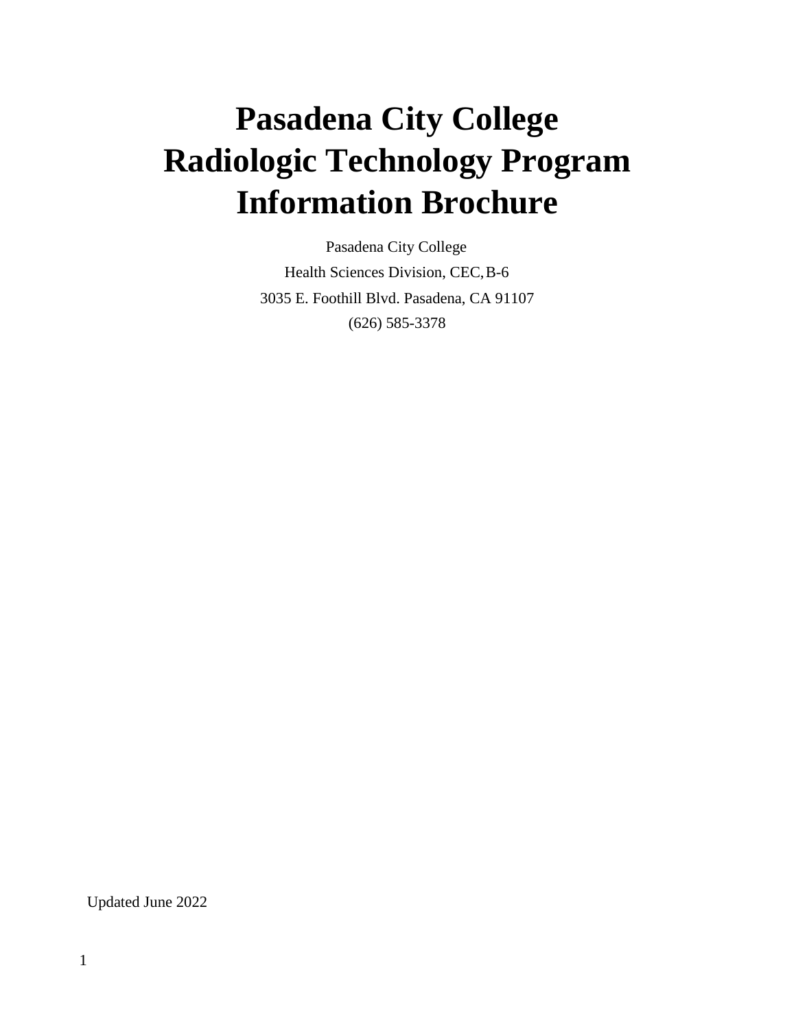# Pasadena City College Radiologic Technology Program Information Brochure

Pasadena City College

Health Sciences Division, CEC, B-6

3035 E. Foothill Blvd. Pasadena, CA 91107

(626) 585-3378

Updated June 2022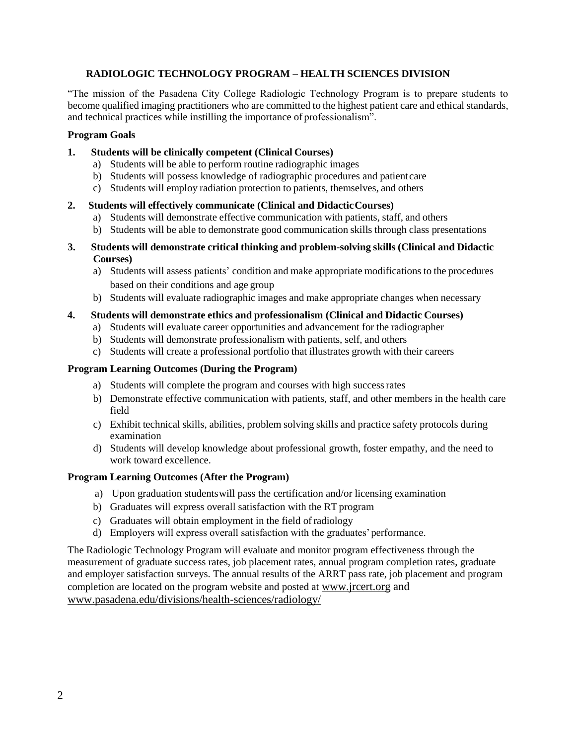## RADIOLOGIC TECHNOLOGY PROGRAM – HEALTH SCIENCES DIVISION

"The mission of the Pasadena City College Radiologic Technology Program is to prepare students to become qualified imaging practitioners who are committed to the highest patient care and ethical standards, and technical practices while instilling the importance of professionalism".

### Program Goals

1. **Students will be clinically competent (Clinical Courses)**
   a) Students will be able to perform routine radiographic images
   b) Students will possess knowledge of radiographic procedures and patient care
   c) Students will employ radiation protection to patients, themselves, and others

2. **Students will effectively communicate (Clinical and Didactic Courses)**
   a) Students will demonstrate effective communication with patients, staff, and others
   b) Students will be able to demonstrate good communication skills through class presentations

3. **Students will demonstrate critical thinking and problem-solving skills (Clinical and Didactic Courses)**
   a) Students will assess patients' condition and make appropriate modifications to the procedures based on their conditions and age group
   b) Students will evaluate radiographic images and make appropriate changes when necessary

4. **Students will demonstrate ethics and professionalism (Clinical and Didactic Courses)**
   a) Students will evaluate career opportunities and advancement for the radiographer
   b) Students will demonstrate professionalism with patients, self, and others
   c) Students will create a professional portfolio that illustrates growth with their careers

### Program Learning Outcomes (During the Program)

a) Students will complete the program and courses with high success rates
b) Demonstrate effective communication with patients, staff, and other members in the health care field
c) Exhibit technical skills, abilities, problem solving skills and practice safety protocols during examination
d) Students will develop knowledge about professional growth, foster empathy, and the need to work toward excellence.

### Program Learning Outcomes (After the Program)

a) Upon graduation students will pass the certification and/or licensing examination
b) Graduates will express overall satisfaction with the RT program
c) Graduates will obtain employment in the field of radiology
d) Employers will express overall satisfaction with the graduates' performance.

The Radiologic Technology Program will evaluate and monitor program effectiveness through the measurement of graduate success rates, job placement rates, annual program completion rates, graduate and employer satisfaction surveys. The annual results of the ARRT pass rate, job placement and program completion are located on the program website and posted at www.jrcert.org and www.pasadena.edu/divisions/health-sciences/radiology/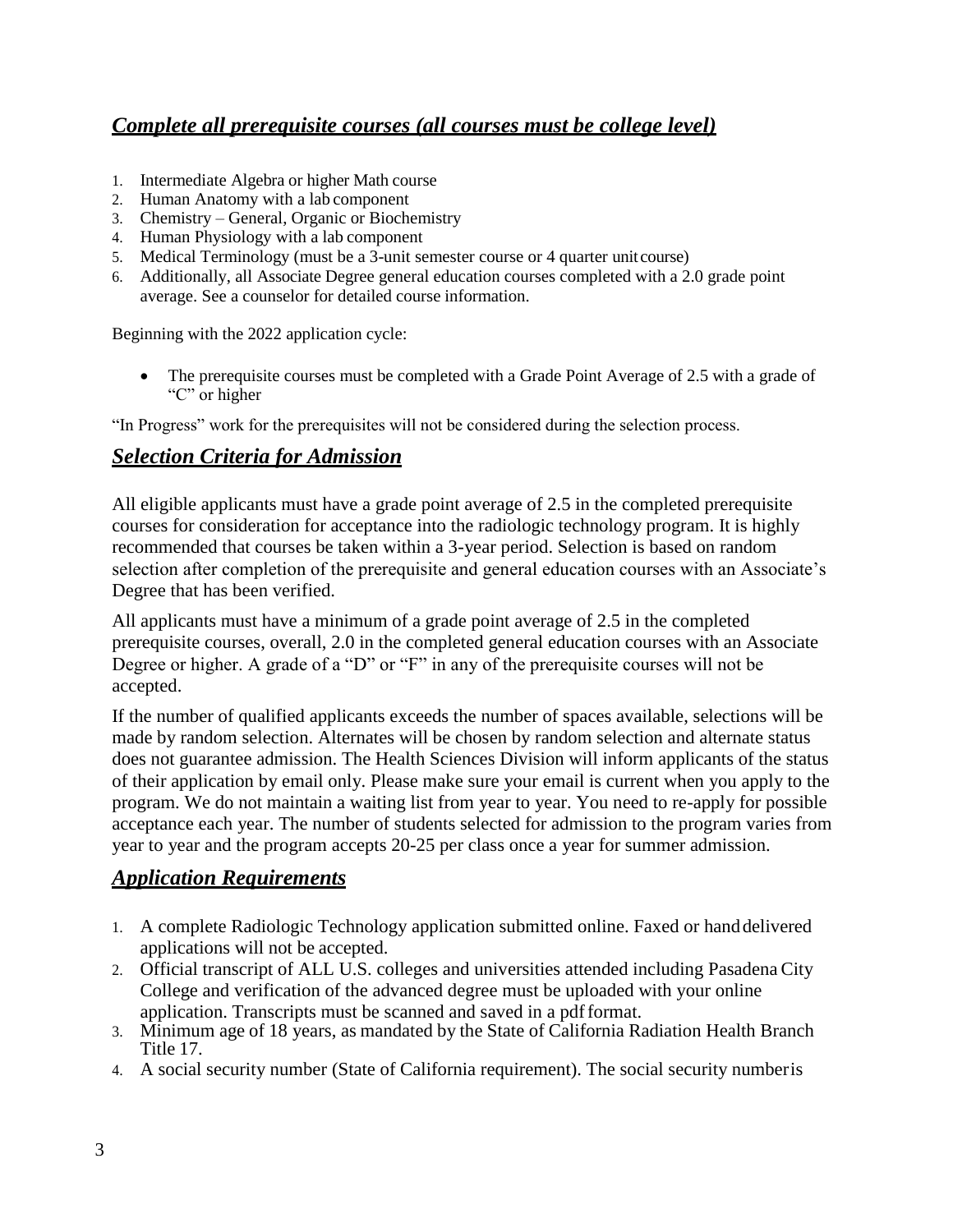## ***Complete all prerequisite courses (all courses must be college level)***

1. Intermediate Algebra or higher Math course
2. Human Anatomy with a lab component
3. Chemistry – General, Organic or Biochemistry
4. Human Physiology with a lab component
5. Medical Terminology (must be a 3-unit semester course or 4 quarter unit course)
6. Additionally, all Associate Degree general education courses completed with a 2.0 grade point average. See a counselor for detailed course information.

Beginning with the 2022 application cycle:

- The prerequisite courses must be completed with a Grade Point Average of 2.5 with a grade of "C" or higher

"In Progress" work for the prerequisites will not be considered during the selection process.

## ***Selection Criteria for Admission***

All eligible applicants must have a grade point average of 2.5 in the completed prerequisite courses for consideration for acceptance into the radiologic technology program. It is highly recommended that courses be taken within a 3-year period. Selection is based on random selection after completion of the prerequisite and general education courses with an Associate's Degree that has been verified.

All applicants must have a minimum of a grade point average of 2.5 in the completed prerequisite courses, overall, 2.0 in the completed general education courses with an Associate Degree or higher. A grade of a "D" or "F" in any of the prerequisite courses will not be accepted.

If the number of qualified applicants exceeds the number of spaces available, selections will be made by random selection. Alternates will be chosen by random selection and alternate status does not guarantee admission. The Health Sciences Division will inform applicants of the status of their application by email only. Please make sure your email is current when you apply to the program. We do not maintain a waiting list from year to year. You need to re-apply for possible acceptance each year. The number of students selected for admission to the program varies from year to year and the program accepts 20-25 per class once a year for summer admission.

## ***Application Requirements***

1. A complete Radiologic Technology application submitted online. Faxed or hand delivered applications will not be accepted.
2. Official transcript of ALL U.S. colleges and universities attended including Pasadena City College and verification of the advanced degree must be uploaded with your online application. Transcripts must be scanned and saved in a pdf format.
3. Minimum age of 18 years, as mandated by the State of California Radiation Health Branch Title 17.
4. A social security number (State of California requirement). The social security number is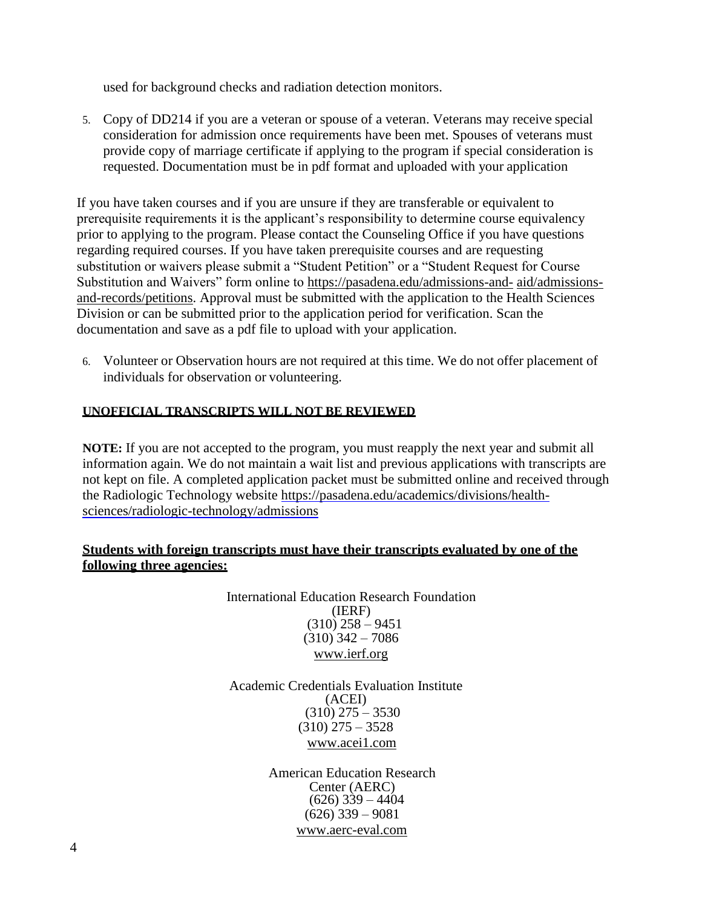used for background checks and radiation detection monitors.

5. Copy of DD214 if you are a veteran or spouse of a veteran. Veterans may receive special consideration for admission once requirements have been met. Spouses of veterans must provide copy of marriage certificate if applying to the program if special consideration is requested. Documentation must be in pdf format and uploaded with your application

If you have taken courses and if you are unsure if they are transferable or equivalent to prerequisite requirements it is the applicant's responsibility to determine course equivalency prior to applying to the program. Please contact the Counseling Office if you have questions regarding required courses. If you have taken prerequisite courses and are requesting substitution or waivers please submit a "Student Petition" or a "Student Request for Course Substitution and Waivers" form online to https://pasadena.edu/admissions-and- aid/admissions-and-records/petitions. Approval must be submitted with the application to the Health Sciences Division or can be submitted prior to the application period for verification. Scan the documentation and save as a pdf file to upload with your application.

6. Volunteer or Observation hours are not required at this time. We do not offer placement of individuals for observation or volunteering.

**UNOFFICIAL TRANSCRIPTS WILL NOT BE REVIEWED**

**NOTE:** If you are not accepted to the program, you must reapply the next year and submit all information again. We do not maintain a wait list and previous applications with transcripts are not kept on file. A completed application packet must be submitted online and received through the Radiologic Technology website https://pasadena.edu/academics/divisions/health-sciences/radiologic-technology/admissions

**Students with foreign transcripts must have their transcripts evaluated by one of the following three agencies:**

International Education Research Foundation (IERF)
(310) 258 – 9451
(310) 342 – 7086
www.ierf.org

Academic Credentials Evaluation Institute (ACEI)
(310) 275 – 3530
(310) 275 – 3528
www.acei1.com

American Education Research Center (AERC)
(626) 339 – 4404
(626) 339 – 9081
www.aerc-eval.com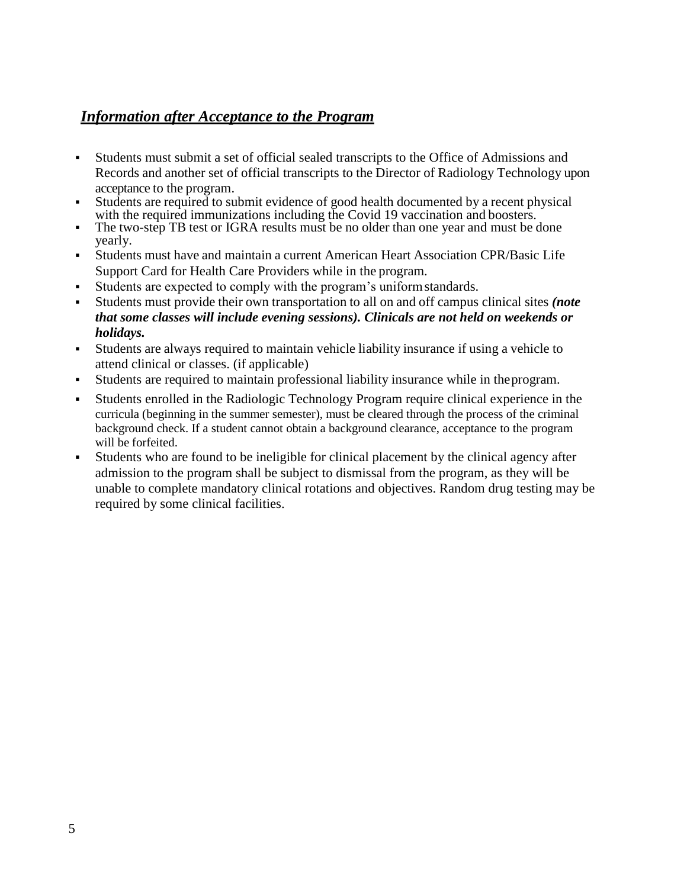## ***Information after Acceptance to the Program***

- Students must submit a set of official sealed transcripts to the Office of Admissions and Records and another set of official transcripts to the Director of Radiology Technology upon acceptance to the program.
- Students are required to submit evidence of good health documented by a recent physical with the required immunizations including the Covid 19 vaccination and boosters.
- The two-step TB test or IGRA results must be no older than one year and must be done yearly.
- Students must have and maintain a current American Heart Association CPR/Basic Life Support Card for Health Care Providers while in the program.
- Students are expected to comply with the program's uniform standards.
- Students must provide their own transportation to all on and off campus clinical sites ***(note that some classes will include evening sessions). Clinicals are not held on weekends or holidays.***
- Students are always required to maintain vehicle liability insurance if using a vehicle to attend clinical or classes. (if applicable)
- Students are required to maintain professional liability insurance while in the program.
- Students enrolled in the Radiologic Technology Program require clinical experience in the curricula (beginning in the summer semester), must be cleared through the process of the criminal background check. If a student cannot obtain a background clearance, acceptance to the program will be forfeited.
- Students who are found to be ineligible for clinical placement by the clinical agency after admission to the program shall be subject to dismissal from the program, as they will be unable to complete mandatory clinical rotations and objectives. Random drug testing may be required by some clinical facilities.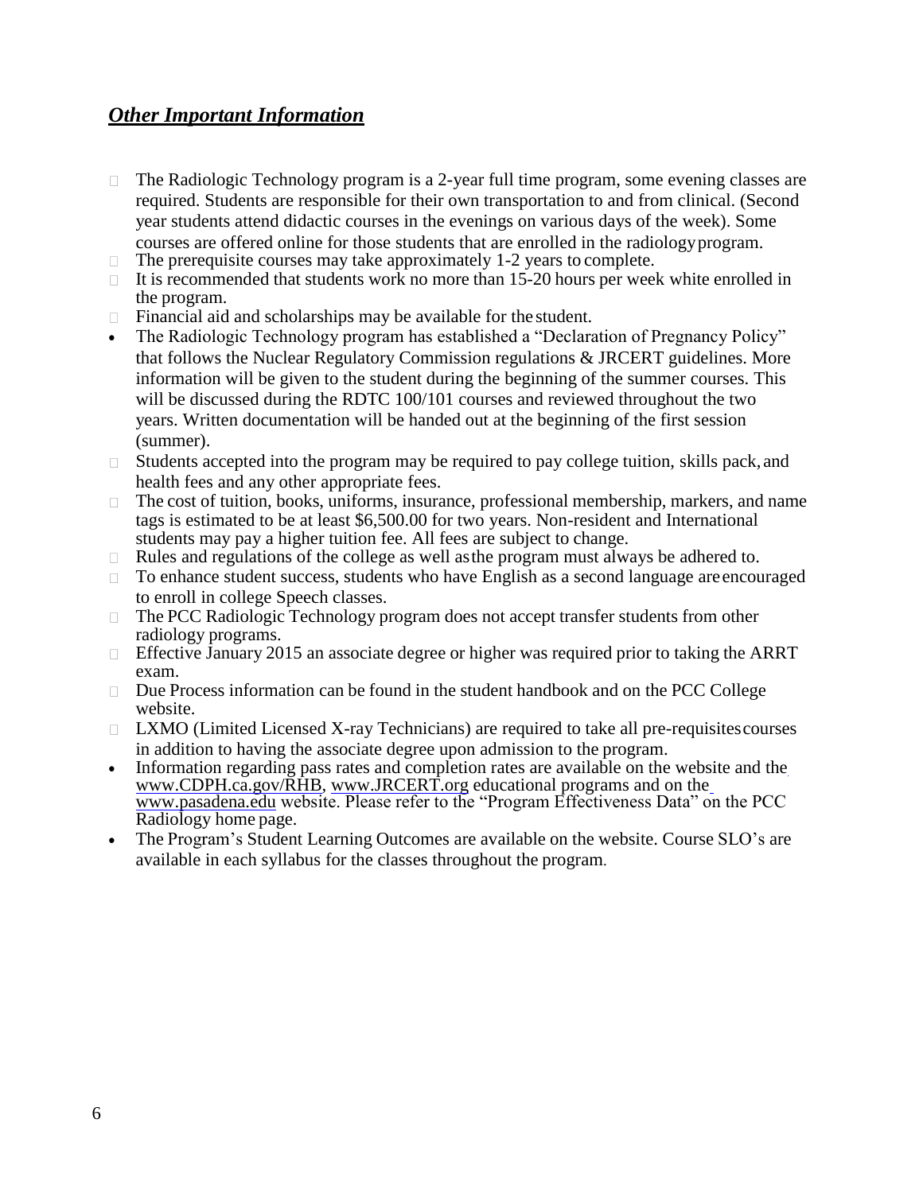## ***Other Important Information***

- The Radiologic Technology program is a 2-year full time program, some evening classes are required. Students are responsible for their own transportation to and from clinical. (Second year students attend didactic courses in the evenings on various days of the week). Some courses are offered online for those students that are enrolled in the radiology program.
- The prerequisite courses may take approximately 1-2 years to complete.
- It is recommended that students work no more than 15-20 hours per week white enrolled in the program.
- Financial aid and scholarships may be available for the student.
- The Radiologic Technology program has established a "Declaration of Pregnancy Policy" that follows the Nuclear Regulatory Commission regulations & JRCERT guidelines. More information will be given to the student during the beginning of the summer courses. This will be discussed during the RDTC 100/101 courses and reviewed throughout the two years. Written documentation will be handed out at the beginning of the first session (summer).
- Students accepted into the program may be required to pay college tuition, skills pack, and health fees and any other appropriate fees.
- The cost of tuition, books, uniforms, insurance, professional membership, markers, and name tags is estimated to be at least $6,500.00 for two years. Non-resident and International students may pay a higher tuition fee. All fees are subject to change.
- Rules and regulations of the college as well as the program must always be adhered to.
- To enhance student success, students who have English as a second language are encouraged to enroll in college Speech classes.
- The PCC Radiologic Technology program does not accept transfer students from other radiology programs.
- Effective January 2015 an associate degree or higher was required prior to taking the ARRT exam.
- Due Process information can be found in the student handbook and on the PCC College website.
- LXMO (Limited Licensed X-ray Technicians) are required to take all pre-requisites courses in addition to having the associate degree upon admission to the program.
- Information regarding pass rates and completion rates are available on the website and the www.CDPH.ca.gov/RHB, www.JRCERT.org educational programs and on the www.pasadena.edu website. Please refer to the "Program Effectiveness Data" on the PCC Radiology home page.
- The Program's Student Learning Outcomes are available on the website. Course SLO's are available in each syllabus for the classes throughout the program.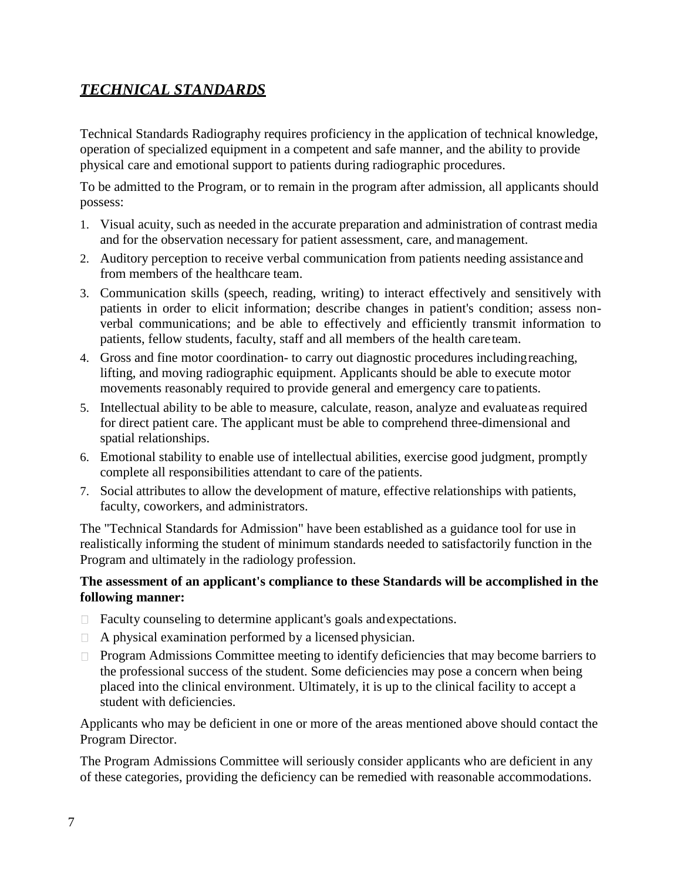## ***TECHNICAL STANDARDS***

Technical Standards Radiography requires proficiency in the application of technical knowledge, operation of specialized equipment in a competent and safe manner, and the ability to provide physical care and emotional support to patients during radiographic procedures.

To be admitted to the Program, or to remain in the program after admission, all applicants should possess:

1. Visual acuity, such as needed in the accurate preparation and administration of contrast media and for the observation necessary for patient assessment, care, and management.
2. Auditory perception to receive verbal communication from patients needing assistance and from members of the healthcare team.
3. Communication skills (speech, reading, writing) to interact effectively and sensitively with patients in order to elicit information; describe changes in patient's condition; assess non-verbal communications; and be able to effectively and efficiently transmit information to patients, fellow students, faculty, staff and all members of the health care team.
4. Gross and fine motor coordination- to carry out diagnostic procedures including reaching, lifting, and moving radiographic equipment. Applicants should be able to execute motor movements reasonably required to provide general and emergency care to patients.
5. Intellectual ability to be able to measure, calculate, reason, analyze and evaluate as required for direct patient care. The applicant must be able to comprehend three-dimensional and spatial relationships.
6. Emotional stability to enable use of intellectual abilities, exercise good judgment, promptly complete all responsibilities attendant to care of the patients.
7. Social attributes to allow the development of mature, effective relationships with patients, faculty, coworkers, and administrators.

The "Technical Standards for Admission" have been established as a guidance tool for use in realistically informing the student of minimum standards needed to satisfactorily function in the Program and ultimately in the radiology profession.

**The assessment of an applicant's compliance to these Standards will be accomplished in the following manner:**

- Faculty counseling to determine applicant's goals and expectations.
- A physical examination performed by a licensed physician.
- Program Admissions Committee meeting to identify deficiencies that may become barriers to the professional success of the student. Some deficiencies may pose a concern when being placed into the clinical environment. Ultimately, it is up to the clinical facility to accept a student with deficiencies.

Applicants who may be deficient in one or more of the areas mentioned above should contact the Program Director.

The Program Admissions Committee will seriously consider applicants who are deficient in any of these categories, providing the deficiency can be remedied with reasonable accommodations.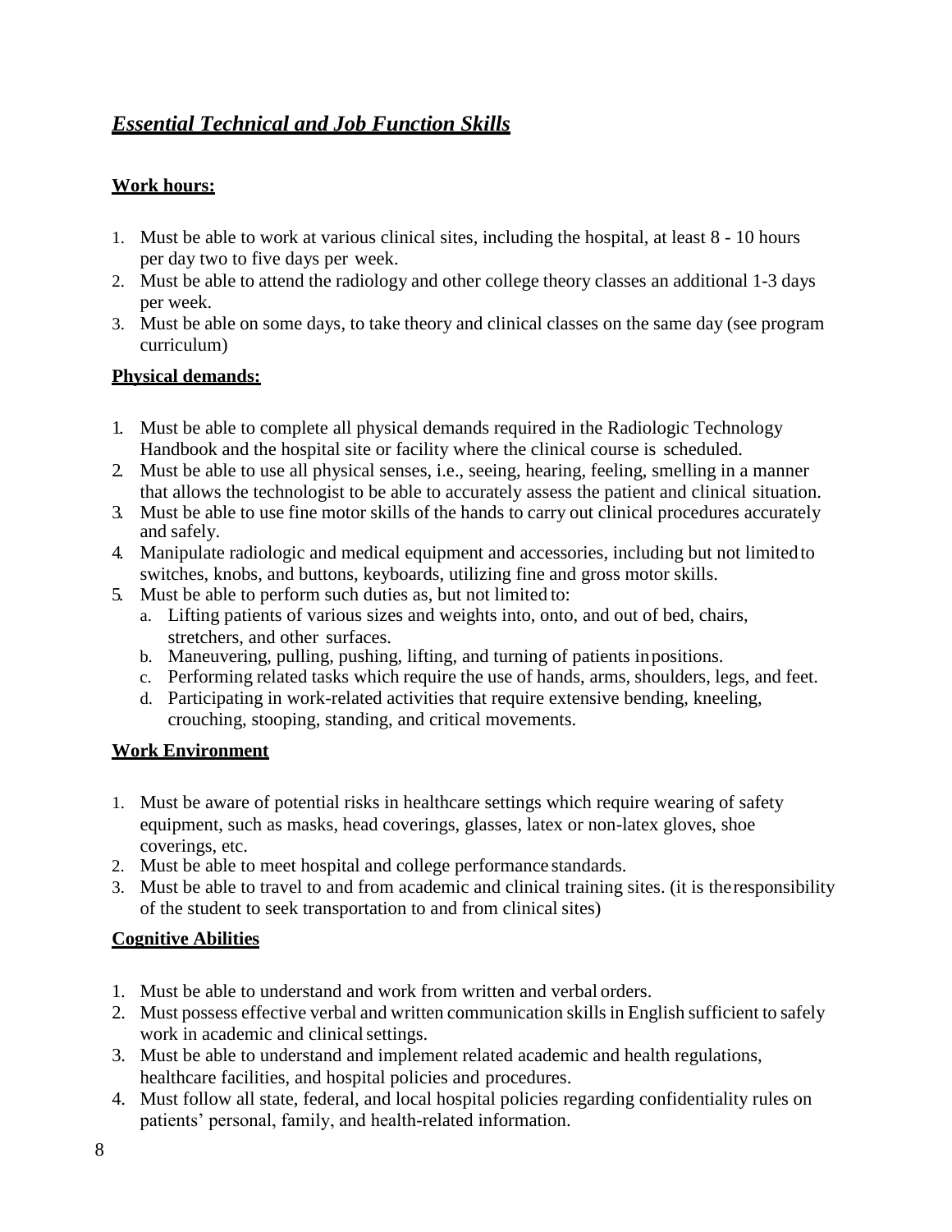## ***Essential Technical and Job Function Skills***

**Work hours:**

1. Must be able to work at various clinical sites, including the hospital, at least 8 - 10 hours per day two to five days per week.
2. Must be able to attend the radiology and other college theory classes an additional 1-3 days per week.
3. Must be able on some days, to take theory and clinical classes on the same day (see program curriculum)

**Physical demands:**

1. Must be able to complete all physical demands required in the Radiologic Technology Handbook and the hospital site or facility where the clinical course is scheduled.
2. Must be able to use all physical senses, i.e., seeing, hearing, feeling, smelling in a manner that allows the technologist to be able to accurately assess the patient and clinical situation.
3. Must be able to use fine motor skills of the hands to carry out clinical procedures accurately and safely.
4. Manipulate radiologic and medical equipment and accessories, including but not limited to switches, knobs, and buttons, keyboards, utilizing fine and gross motor skills.
5. Must be able to perform such duties as, but not limited to:
   a. Lifting patients of various sizes and weights into, onto, and out of bed, chairs, stretchers, and other surfaces.
   b. Maneuvering, pulling, pushing, lifting, and turning of patients in positions.
   c. Performing related tasks which require the use of hands, arms, shoulders, legs, and feet.
   d. Participating in work-related activities that require extensive bending, kneeling, crouching, stooping, standing, and critical movements.

**Work Environment**

1. Must be aware of potential risks in healthcare settings which require wearing of safety equipment, such as masks, head coverings, glasses, latex or non-latex gloves, shoe coverings, etc.
2. Must be able to meet hospital and college performance standards.
3. Must be able to travel to and from academic and clinical training sites. (it is the responsibility of the student to seek transportation to and from clinical sites)

**Cognitive Abilities**

1. Must be able to understand and work from written and verbal orders.
2. Must possess effective verbal and written communication skills in English sufficient to safely work in academic and clinical settings.
3. Must be able to understand and implement related academic and health regulations, healthcare facilities, and hospital policies and procedures.
4. Must follow all state, federal, and local hospital policies regarding confidentiality rules on patients' personal, family, and health-related information.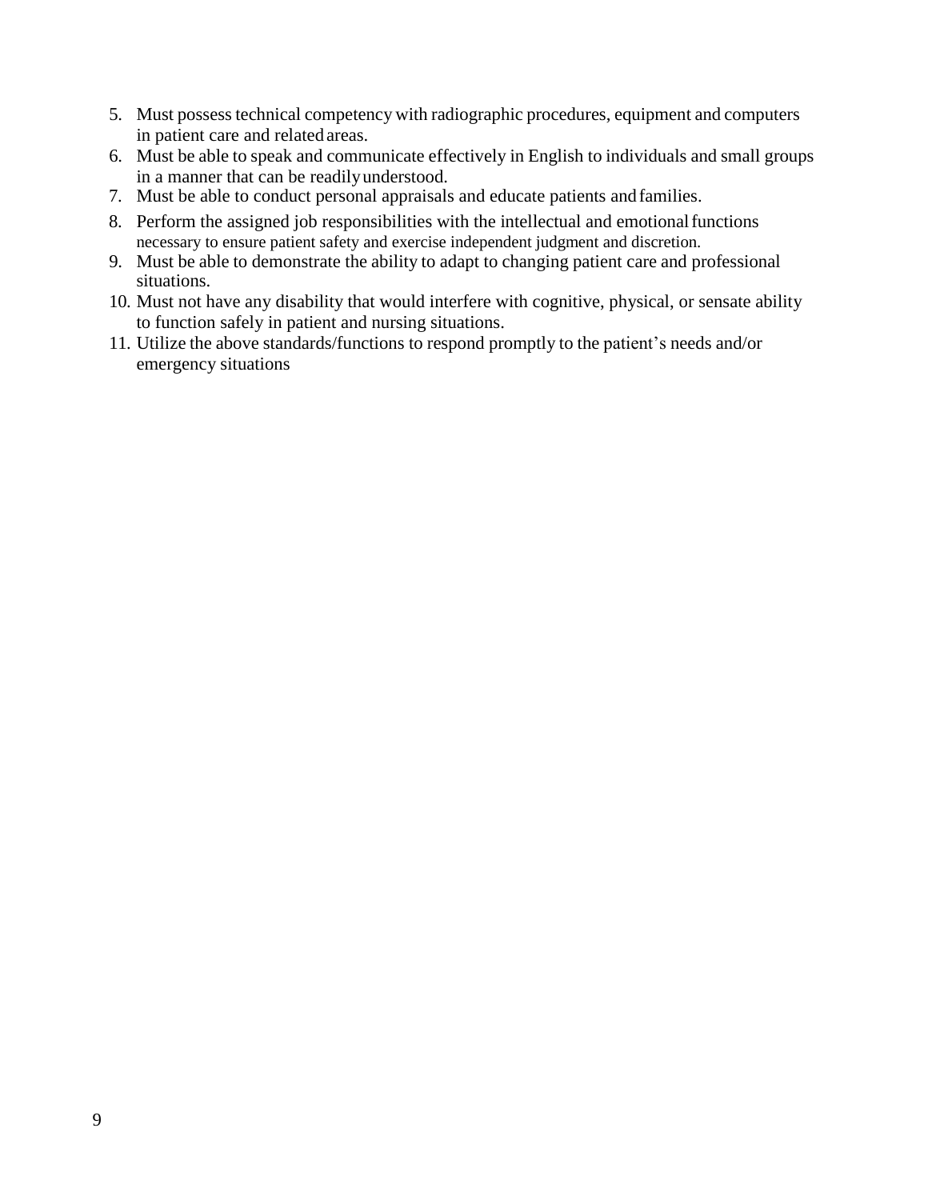5. Must possess technical competency with radiographic procedures, equipment and computers in patient care and related areas.
6. Must be able to speak and communicate effectively in English to individuals and small groups in a manner that can be readily understood.
7. Must be able to conduct personal appraisals and educate patients and families.
8. Perform the assigned job responsibilities with the intellectual and emotional functions necessary to ensure patient safety and exercise independent judgment and discretion.
9. Must be able to demonstrate the ability to adapt to changing patient care and professional situations.
10. Must not have any disability that would interfere with cognitive, physical, or sensate ability to function safely in patient and nursing situations.
11. Utilize the above standards/functions to respond promptly to the patient's needs and/or emergency situations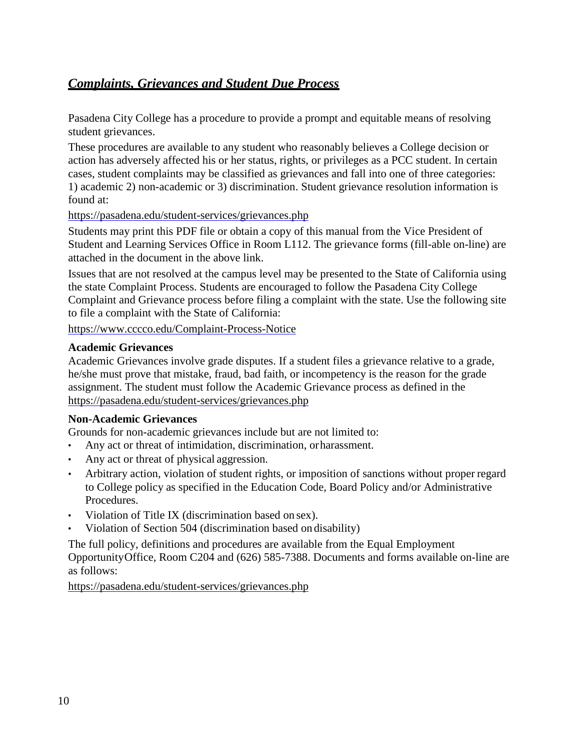## *Complaints, Grievances and Student Due Process*

Pasadena City College has a procedure to provide a prompt and equitable means of resolving student grievances.

These procedures are available to any student who reasonably believes a College decision or action has adversely affected his or her status, rights, or privileges as a PCC student. In certain cases, student complaints may be classified as grievances and fall into one of three categories: 1) academic 2) non-academic or 3) discrimination. Student grievance resolution information is found at:

https://pasadena.edu/student-services/grievances.php

Students may print this PDF file or obtain a copy of this manual from the Vice President of Student and Learning Services Office in Room L112. The grievance forms (fill-able on-line) are attached in the document in the above link.

Issues that are not resolved at the campus level may be presented to the State of California using the state Complaint Process. Students are encouraged to follow the Pasadena City College Complaint and Grievance process before filing a complaint with the state. Use the following site to file a complaint with the State of California:

https://www.cccco.edu/Complaint-Process-Notice

**Academic Grievances**

Academic Grievances involve grade disputes. If a student files a grievance relative to a grade, he/she must prove that mistake, fraud, bad faith, or incompetency is the reason for the grade assignment. The student must follow the Academic Grievance process as defined in the https://pasadena.edu/student-services/grievances.php

**Non-Academic Grievances**

Grounds for non-academic grievances include but are not limited to:

- Any act or threat of intimidation, discrimination, or harassment.
- Any act or threat of physical aggression.
- Arbitrary action, violation of student rights, or imposition of sanctions without proper regard to College policy as specified in the Education Code, Board Policy and/or Administrative Procedures.
- Violation of Title IX (discrimination based on sex).
- Violation of Section 504 (discrimination based on disability)

The full policy, definitions and procedures are available from the Equal Employment Opportunity Office, Room C204 and (626) 585-7388. Documents and forms available on-line are as follows:

https://pasadena.edu/student-services/grievances.php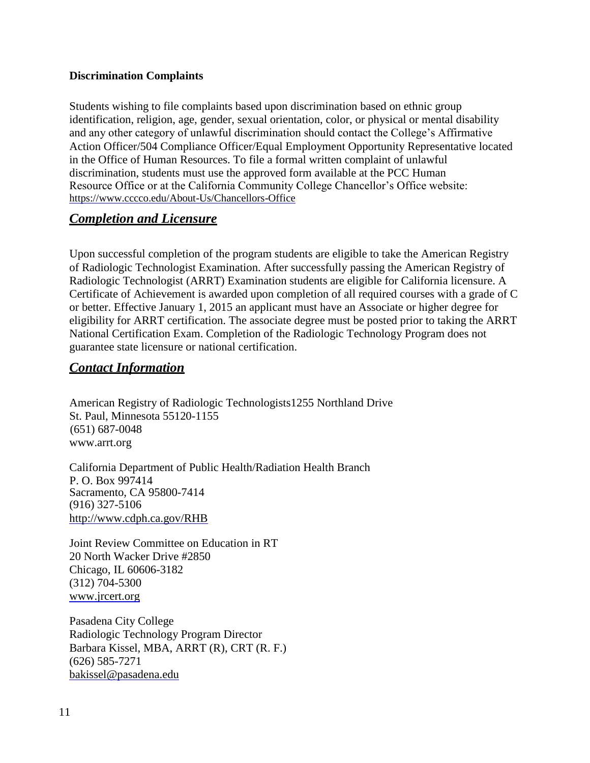**Discrimination Complaints**

Students wishing to file complaints based upon discrimination based on ethnic group identification, religion, age, gender, sexual orientation, color, or physical or mental disability and any other category of unlawful discrimination should contact the College's Affirmative Action Officer/504 Compliance Officer/Equal Employment Opportunity Representative located in the Office of Human Resources. To file a formal written complaint of unlawful discrimination, students must use the approved form available at the PCC Human Resource Office or at the California Community College Chancellor's Office website: https://www.cccco.edu/About-Us/Chancellors-Office

## ***Completion and Licensure***

Upon successful completion of the program students are eligible to take the American Registry of Radiologic Technologist Examination. After successfully passing the American Registry of Radiologic Technologist (ARRT) Examination students are eligible for California licensure. A Certificate of Achievement is awarded upon completion of all required courses with a grade of C or better. Effective January 1, 2015 an applicant must have an Associate or higher degree for eligibility for ARRT certification. The associate degree must be posted prior to taking the ARRT National Certification Exam. Completion of the Radiologic Technology Program does not guarantee state licensure or national certification.

## ***Contact Information***

American Registry of Radiologic Technologists1255 Northland Drive  
St. Paul, Minnesota 55120-1155  
(651) 687-0048  
www.arrt.org

California Department of Public Health/Radiation Health Branch  
P. O. Box 997414  
Sacramento, CA 95800-7414  
(916) 327-5106  
http://www.cdph.ca.gov/RHB

Joint Review Committee on Education in RT  
20 North Wacker Drive #2850  
Chicago, IL 60606-3182  
(312) 704-5300  
www.jrcert.org

Pasadena City College  
Radiologic Technology Program Director  
Barbara Kissel, MBA, ARRT (R), CRT (R. F.)  
(626) 585-7271  
bakissel@pasadena.edu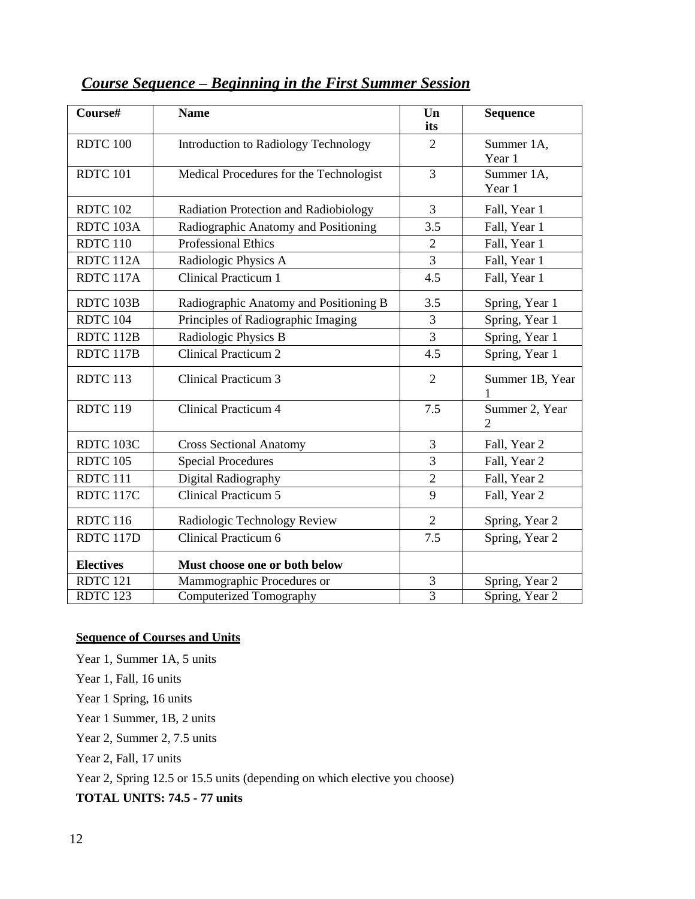## ***Course Sequence – Beginning in the First Summer Session***

| Course# | Name | Units | Sequence |
|---|---|---|---|
| RDTC 100 | Introduction to Radiology Technology | 2 | Summer 1A, Year 1 |
| RDTC 101 | Medical Procedures for the Technologist | 3 | Summer 1A, Year 1 |
| RDTC 102 | Radiation Protection and Radiobiology | 3 | Fall, Year 1 |
| RDTC 103A | Radiographic Anatomy and Positioning | 3.5 | Fall, Year 1 |
| RDTC 110 | Professional Ethics | 2 | Fall, Year 1 |
| RDTC 112A | Radiologic Physics A | 3 | Fall, Year 1 |
| RDTC 117A | Clinical Practicum 1 | 4.5 | Fall, Year 1 |
| RDTC 103B | Radiographic Anatomy and Positioning B | 3.5 | Spring, Year 1 |
| RDTC 104 | Principles of Radiographic Imaging | 3 | Spring, Year 1 |
| RDTC 112B | Radiologic Physics B | 3 | Spring, Year 1 |
| RDTC 117B | Clinical Practicum 2 | 4.5 | Spring, Year 1 |
| RDTC 113 | Clinical Practicum 3 | 2 | Summer 1B, Year 1 |
| RDTC 119 | Clinical Practicum 4 | 7.5 | Summer 2, Year 2 |
| RDTC 103C | Cross Sectional Anatomy | 3 | Fall, Year 2 |
| RDTC 105 | Special Procedures | 3 | Fall, Year 2 |
| RDTC 111 | Digital Radiography | 2 | Fall, Year 2 |
| RDTC 117C | Clinical Practicum 5 | 9 | Fall, Year 2 |
| RDTC 116 | Radiologic Technology Review | 2 | Spring, Year 2 |
| RDTC 117D | Clinical Practicum 6 | 7.5 | Spring, Year 2 |
| **Electives** | **Must choose one or both below** | | |
| RDTC 121 | Mammographic Procedures or | 3 | Spring, Year 2 |
| RDTC 123 | Computerized Tomography | 3 | Spring, Year 2 |

**Sequence of Courses and Units**

Year 1, Summer 1A, 5 units

Year 1, Fall, 16 units

Year 1 Spring, 16 units

Year 1 Summer, 1B, 2 units

Year 2, Summer 2, 7.5 units

Year 2, Fall, 17 units

Year 2, Spring 12.5 or 15.5 units (depending on which elective you choose)

**TOTAL UNITS: 74.5 - 77 units**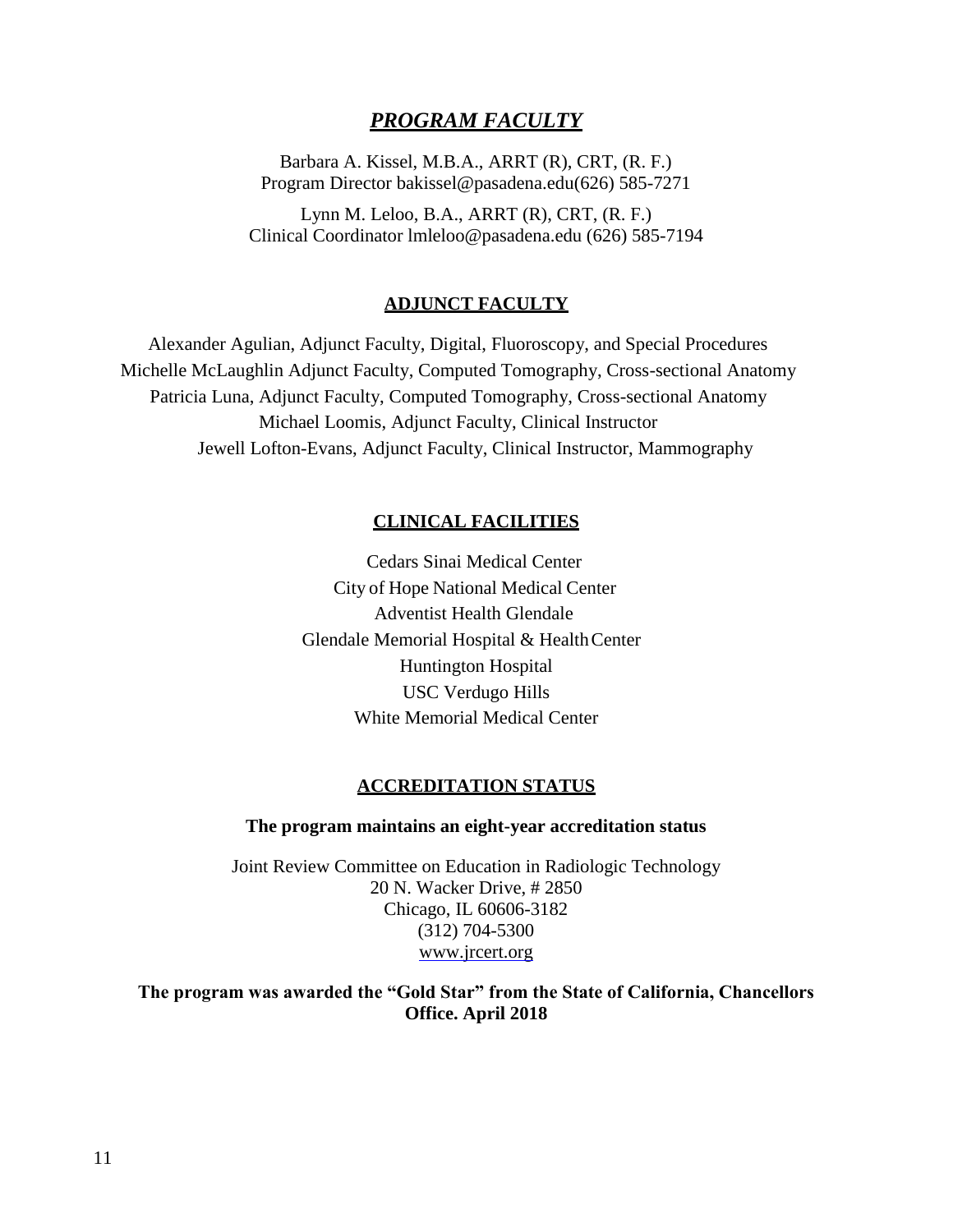## ***PROGRAM FACULTY***

Barbara A. Kissel, M.B.A., ARRT (R), CRT, (R. F.)
Program Director bakissel@pasadena.edu(626) 585-7271

Lynn M. Leloo, B.A., ARRT (R), CRT, (R. F.)
Clinical Coordinator lmleloo@pasadena.edu (626) 585-7194

### ADJUNCT FACULTY

Alexander Agulian, Adjunct Faculty, Digital, Fluoroscopy, and Special Procedures
Michelle McLaughlin Adjunct Faculty, Computed Tomography, Cross-sectional Anatomy
Patricia Luna, Adjunct Faculty, Computed Tomography, Cross-sectional Anatomy
Michael Loomis, Adjunct Faculty, Clinical Instructor
Jewell Lofton-Evans, Adjunct Faculty, Clinical Instructor, Mammography

### CLINICAL FACILITIES

Cedars Sinai Medical Center
City of Hope National Medical Center
Adventist Health Glendale
Glendale Memorial Hospital & Health Center
Huntington Hospital
USC Verdugo Hills
White Memorial Medical Center

### ACCREDITATION STATUS

**The program maintains an eight-year accreditation status**

Joint Review Committee on Education in Radiologic Technology
20 N. Wacker Drive, # 2850
Chicago, IL 60606-3182
(312) 704-5300
www.jrcert.org

**The program was awarded the "Gold Star" from the State of California, Chancellors Office. April 2018**